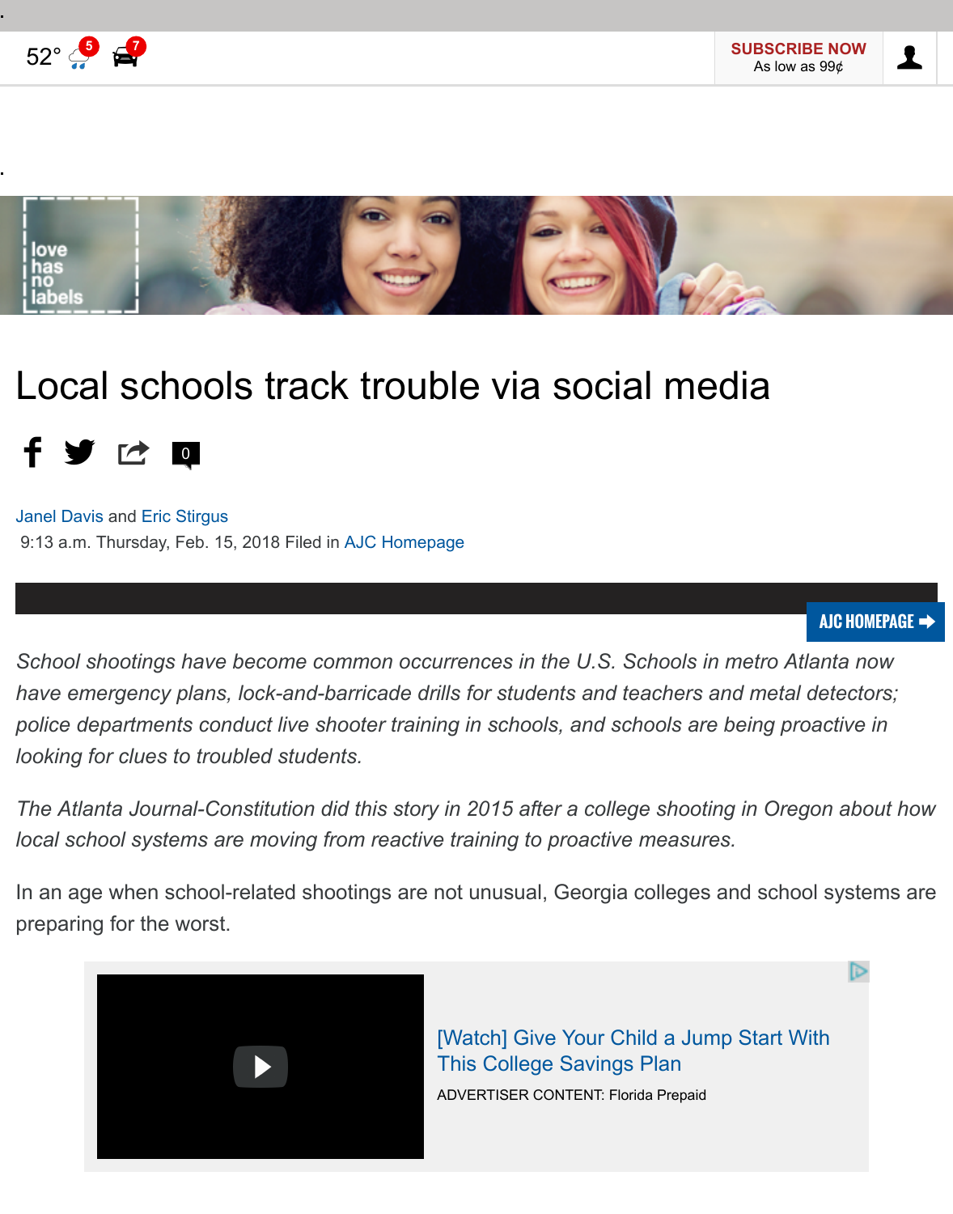# Local schools track trouble via social media

Janel Davis and Eric Stirgus

9:13 a.m. Thursday, Feb. 15, 2018 Filed in AJC Homepage

*School shootings have become common occurrences in the U.S. Schools in metro Atlanta now have emergency plans, lock-and-barricade drills for students and teachers and metal detectors; police departments conduct live shooter training in schools, and schools are being proactive in looking for clues to troubled students.*

*The Atlanta Journal-Constitution did this story in 2015 after a college shooting in Oregon about how local school systems are moving from reactive training to proactive measures.*

In an age when school-related shootings are not unusual, Georgia colleges and school systems are preparing for the worst.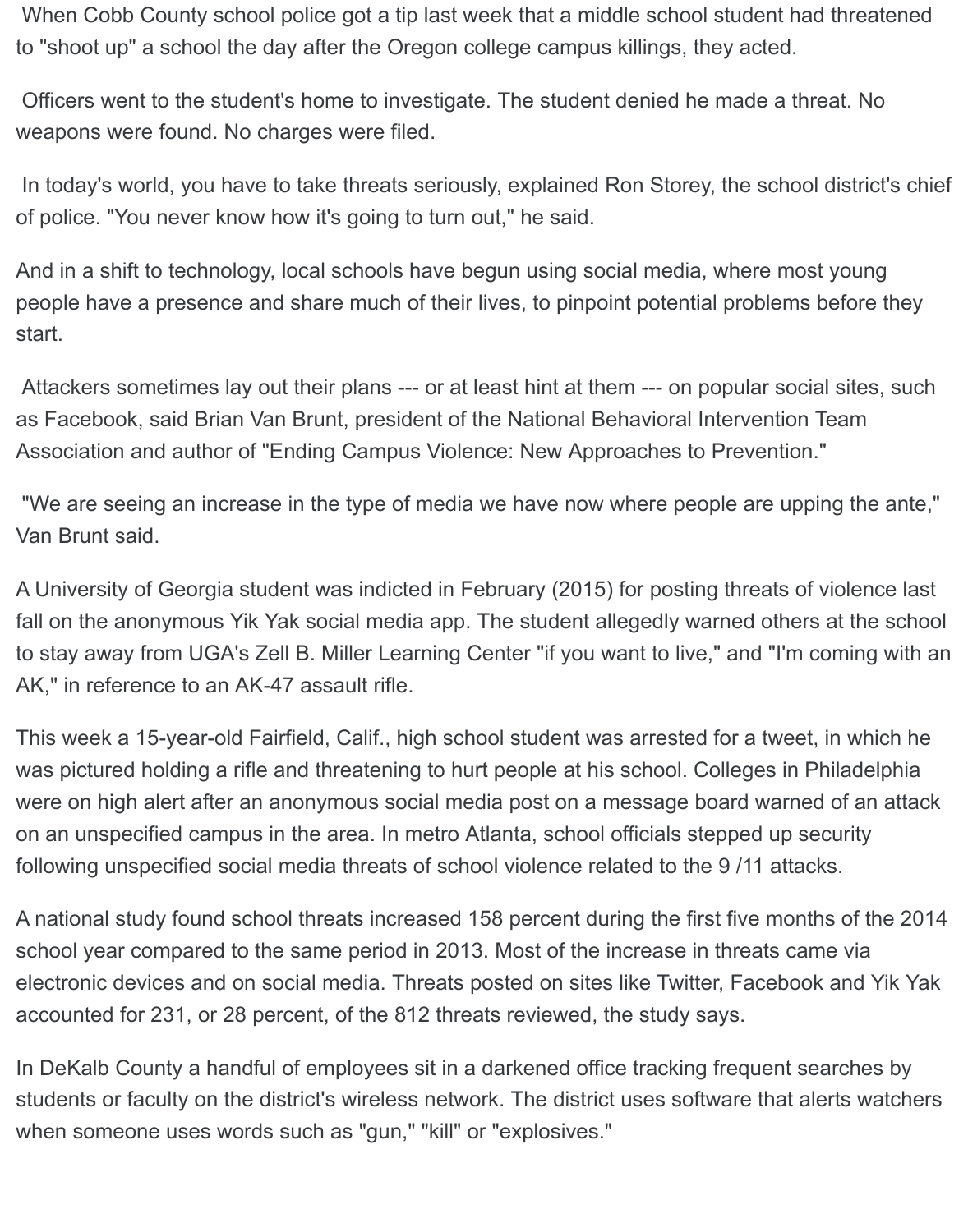When Cobb County school police got a tip last week that a middle school student had threatened to "shoot up" a school the day after the Oregon college campus killings, they acted.

Officers went to the student's home to investigate. The student denied he made a threat. No weapons were found. No charges were filed.

In today's world, you have to take threats seriously, explained Ron Storey, the school district's chief of police. "You never know how it's going to turn out," he said.

And in a shift to technology, local schools have begun using social media, where most young people have a presence and share much of their lives, to pinpoint potential problems before they start.

Attackers sometimes lay out their plans --- or at least hint at them --- on popular social sites, such as Facebook, said Brian Van Brunt, president of the National Behavioral Intervention Team Association and author of "Ending Campus Violence: New Approaches to Prevention."

"We are seeing an increase in the type of media we have now where people are upping the ante," Van Brunt said.

A University of Georgia student was indicted in February (2015) for posting threats of violence last fall on the anonymous Yik Yak social media app. The student allegedly warned others at the school to stay away from UGA's Zell B. Miller Learning Center "if you want to live," and "I'm coming with an AK," in reference to an AK-47 assault rifle.

This week a 15-year-old Fairfield, Calif., high school student was arrested for a tweet, in which he was pictured holding a rifle and threatening to hurt people at his school. Colleges in Philadelphia were on high alert after an anonymous social media post on a message board warned of an attack on an unspecified campus in the area. In metro Atlanta, school officials stepped up security following unspecified social media threats of school violence related to the 9 /11 attacks.

A national study found school threats increased 158 percent during the first five months of the 2014 school year compared to the same period in 2013. Most of the increase in threats came via electronic devices and on social media. Threats posted on sites like Twitter, Facebook and Yik Yak accounted for 231, or 28 percent, of the 812 threats reviewed, the study says.

In DeKalb County a handful of employees sit in a darkened office tracking frequent searches by students or faculty on the district's wireless network. The district uses software that alerts watchers when someone uses words such as "gun," "kill" or "explosives."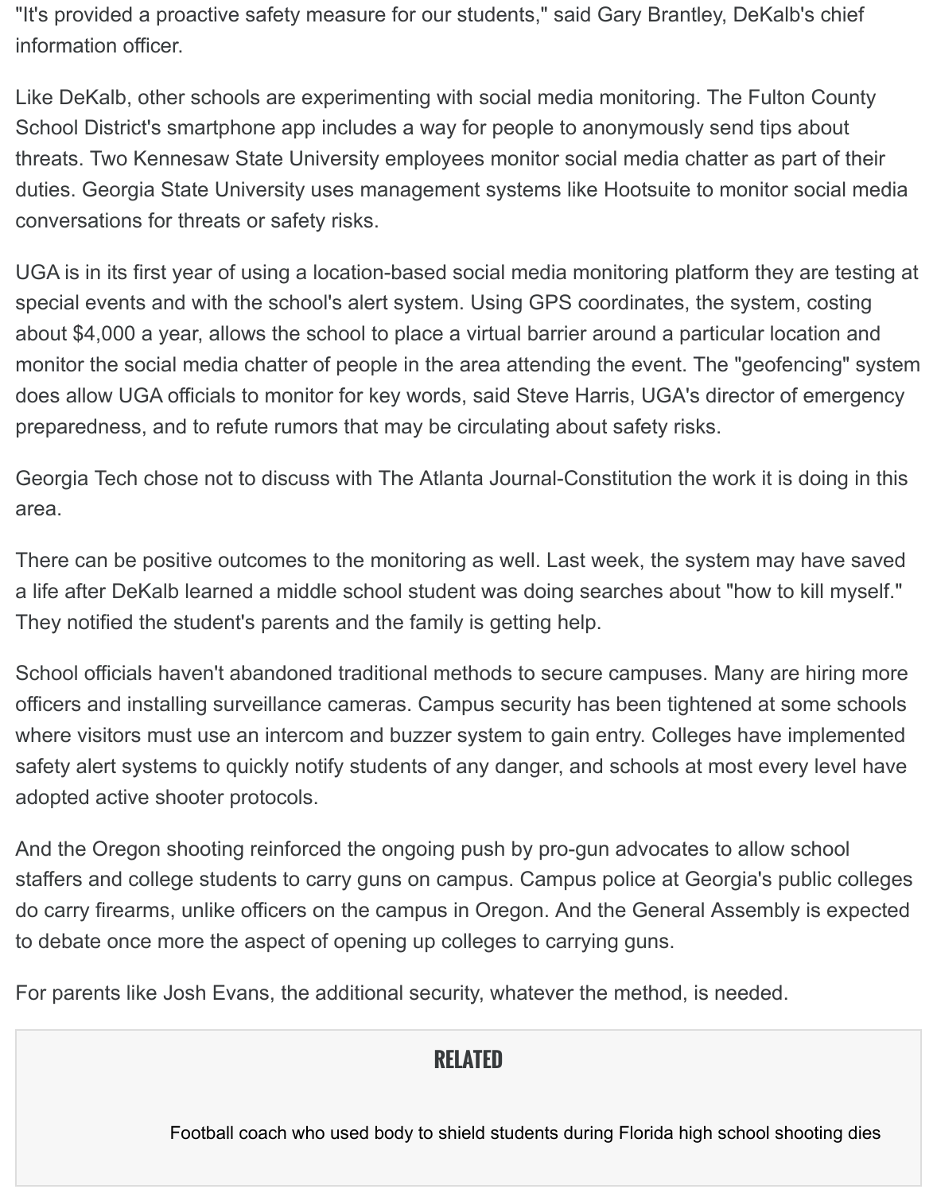"It's provided a proactive safety measure for our students," said Gary Brantley, DeKalb's chief information officer.

Like DeKalb, other schools are experimenting with social media monitoring. The Fulton County School District's smartphone app includes a way for people to anonymously send tips about threats. Two Kennesaw State University employees monitor social media chatter as part of their duties. Georgia State University uses management systems like Hootsuite to monitor social media conversations for threats or safety risks.

UGA is in its first year of using a location-based social media monitoring platform they are testing at special events and with the school's alert system. Using GPS coordinates, the system, costing about $4,000 a year, allows the school to place a virtual barrier around a particular location and monitor the social media chatter of people in the area attending the event. The "geofencing" system does allow UGA officials to monitor for key words, said Steve Harris, UGA's director of emergency preparedness, and to refute rumors that may be circulating about safety risks.

Georgia Tech chose not to discuss with The Atlanta Journal-Constitution the work it is doing in this area.

There can be positive outcomes to the monitoring as well. Last week, the system may have saved a life after DeKalb learned a middle school student was doing searches about "how to kill myself." They notified the student's parents and the family is getting help.

School officials haven't abandoned traditional methods to secure campuses. Many are hiring more officers and installing surveillance cameras. Campus security has been tightened at some schools where visitors must use an intercom and buzzer system to gain entry. Colleges have implemented safety alert systems to quickly notify students of any danger, and schools at most every level have adopted active shooter protocols.

And the Oregon shooting reinforced the ongoing push by pro-gun advocates to allow school staffers and college students to carry guns on campus. Campus police at Georgia's public colleges do carry firearms, unlike officers on the campus in Oregon. And the General Assembly is expected to debate once more the aspect of opening up colleges to carrying guns.

For parents like Josh Evans, the additional security, whatever the method, is needed.

**RELATED**

Football coach who used body to shield students during Florida high school shooting dies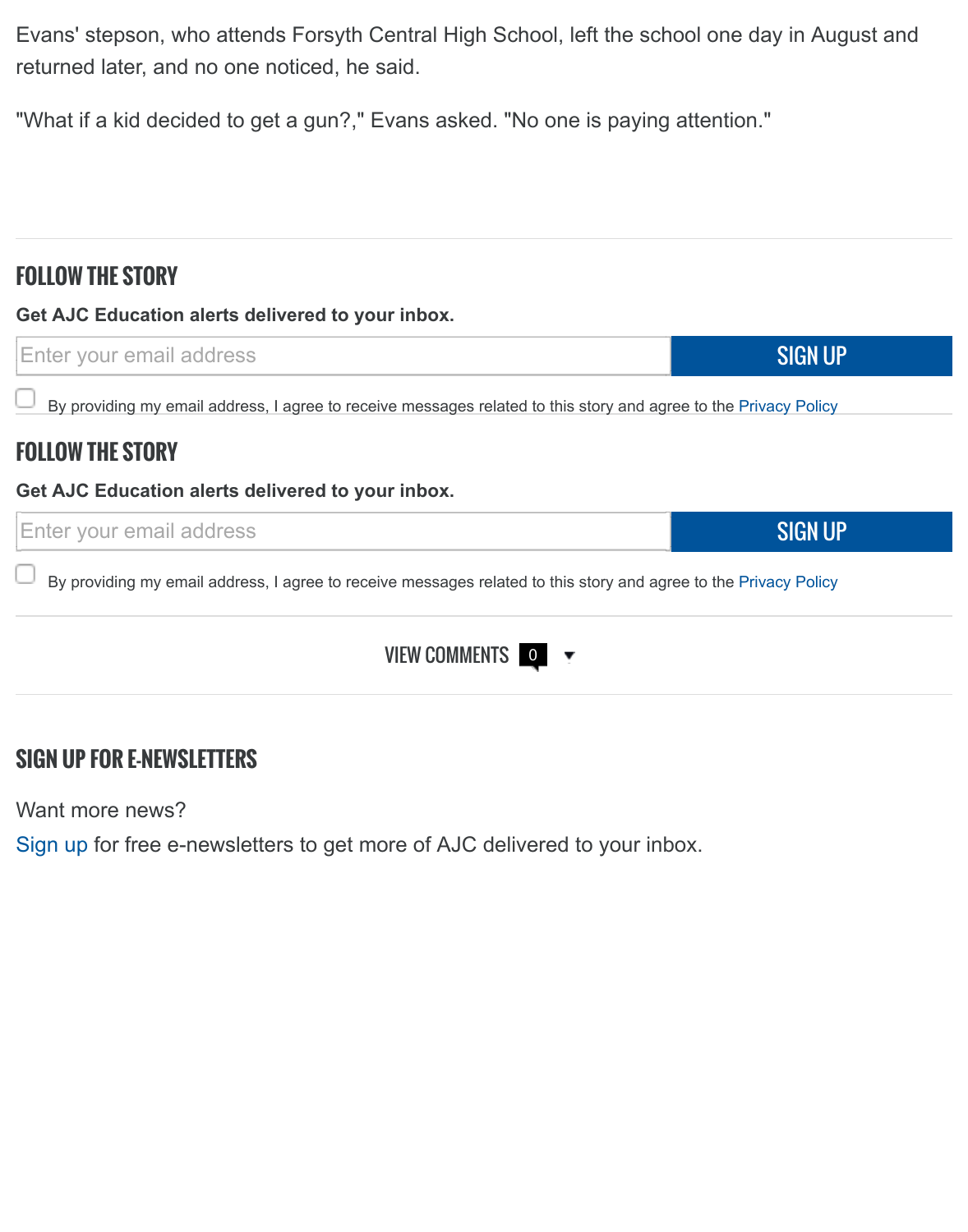Evans' stepson, who attends Forsyth Central High School, left the school one day in August and returned later, and no one noticed, he said.

"What if a kid decided to get a gun?," Evans asked. "No one is paying attention."

## FOLLOW THE STORY

**Get AJC Education alerts delivered to your inbox.**

Enter your email address | SIGN UP

By providing my email address, I agree to receive messages related to this story and agree to the Privacy Policy

## FOLLOW THE STORY

**Get AJC Education alerts delivered to your inbox.**

Enter your email address | SIGN UP

By providing my email address, I agree to receive messages related to this story and agree to the Privacy Policy

VIEW COMMENTS 0

## SIGN UP FOR E-NEWSLETTERS

Want more news?

Sign up for free e-newsletters to get more of AJC delivered to your inbox.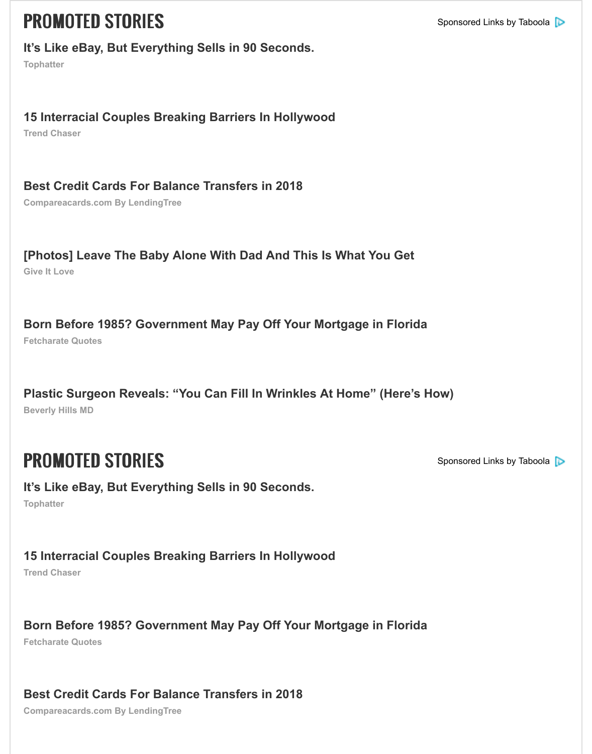## PROMOTED STORIES

Sponsored Links by Taboola

**It's Like eBay, But Everything Sells in 90 Seconds.**
Tophatter

**15 Interracial Couples Breaking Barriers In Hollywood**
Trend Chaser

**Best Credit Cards For Balance Transfers in 2018**
Compareacards.com By LendingTree

**[Photos] Leave The Baby Alone With Dad And This Is What You Get**
Give It Love

**Born Before 1985? Government May Pay Off Your Mortgage in Florida**
Fetcharate Quotes

**Plastic Surgeon Reveals: "You Can Fill In Wrinkles At Home" (Here's How)**
Beverly Hills MD

## PROMOTED STORIES

Sponsored Links by Taboola

**It's Like eBay, But Everything Sells in 90 Seconds.**
Tophatter

**15 Interracial Couples Breaking Barriers In Hollywood**
Trend Chaser

**Born Before 1985? Government May Pay Off Your Mortgage in Florida**
Fetcharate Quotes

**Best Credit Cards For Balance Transfers in 2018**
Compareacards.com By LendingTree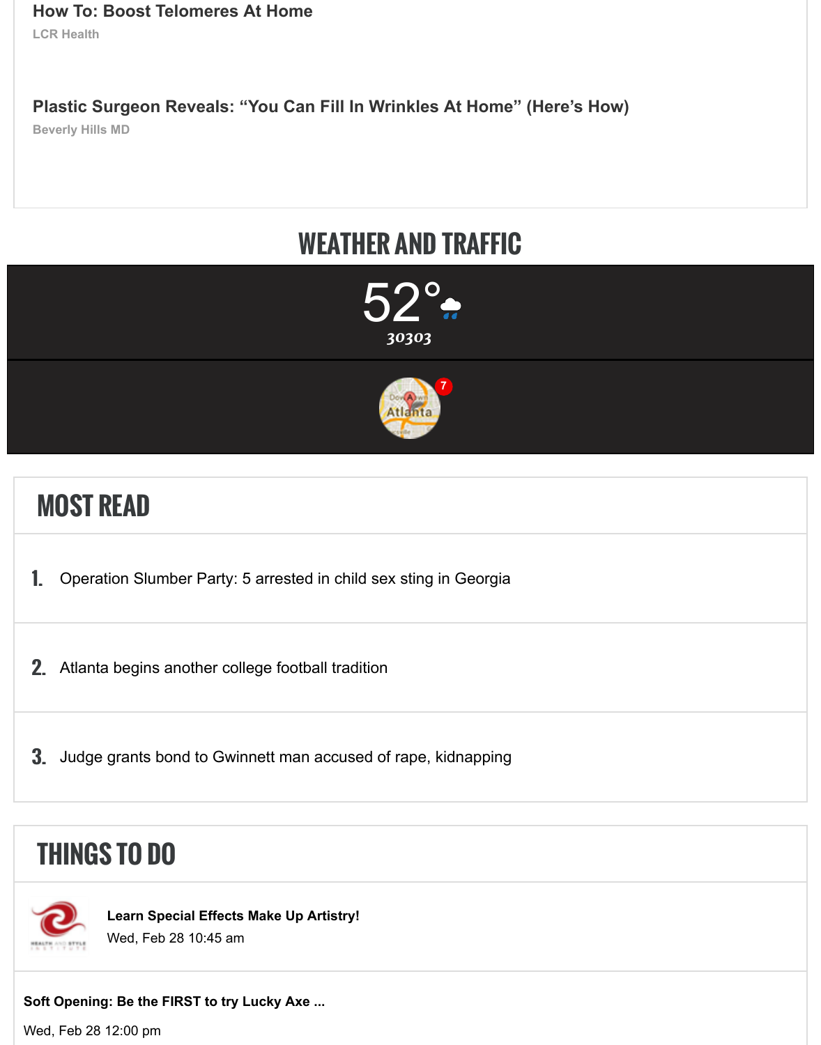**How To: Boost Telomeres At Home**

LCR Health

**Plastic Surgeon Reveals: "You Can Fill In Wrinkles At Home" (Here's How)**

Beverly Hills MD

## WEATHER AND TRAFFIC

52°

30303

7

Atlanta

## MOST READ

1. Operation Slumber Party: 5 arrested in child sex sting in Georgia
2. Atlanta begins another college football tradition
3. Judge grants bond to Gwinnett man accused of rape, kidnapping

## THINGS TO DO

**Learn Special Effects Make Up Artistry!**

Wed, Feb 28 10:45 am

**Soft Opening: Be the FIRST to try Lucky Axe ...**

Wed, Feb 28 12:00 pm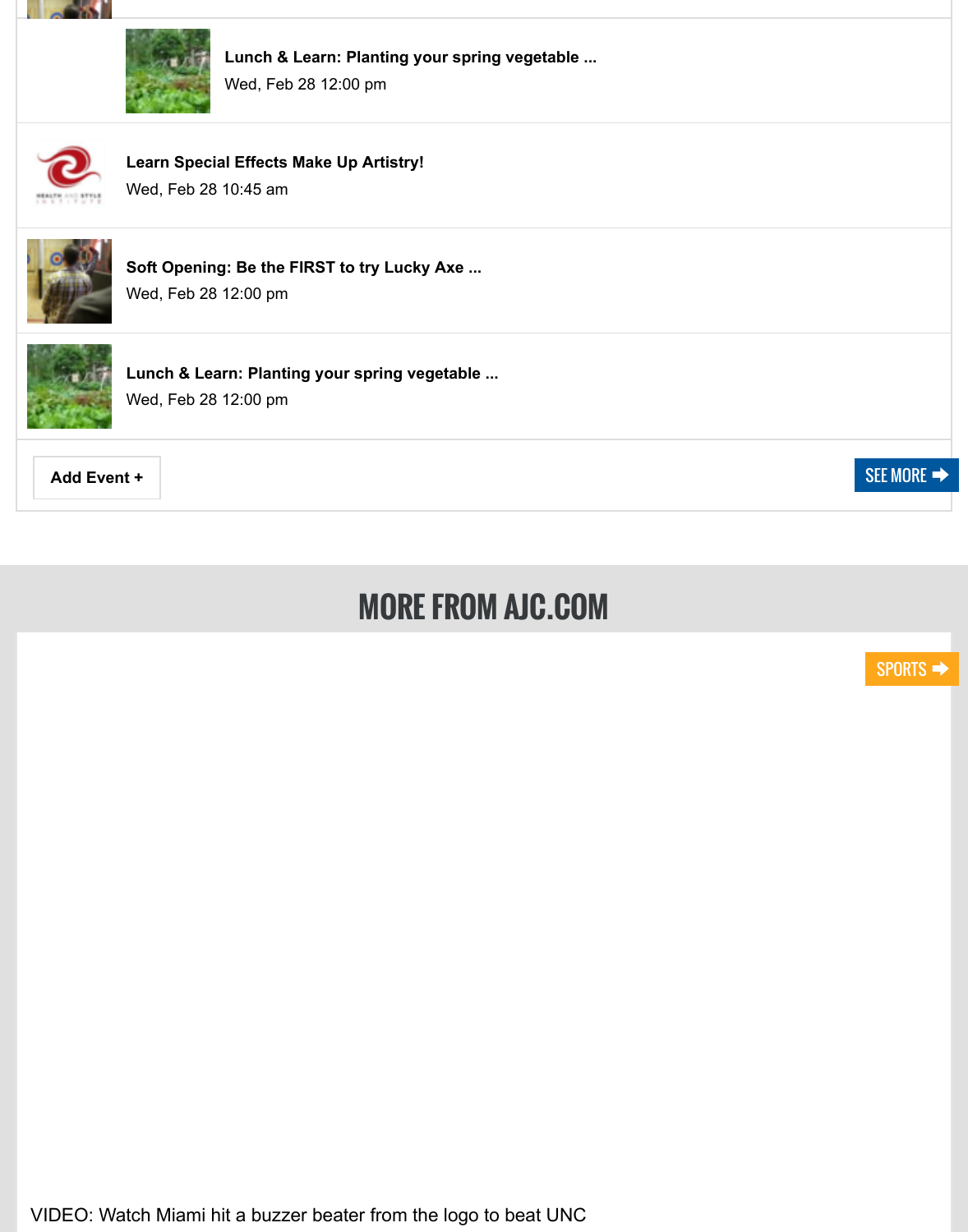**Lunch & Learn: Planting your spring vegetable ...**

Wed, Feb 28 12:00 pm

**Learn Special Effects Make Up Artistry!**

Wed, Feb 28 10:45 am

**Soft Opening: Be the FIRST to try Lucky Axe ...**

Wed, Feb 28 12:00 pm

**Lunch & Learn: Planting your spring vegetable ...**

Wed, Feb 28 12:00 pm

Add Event +

SEE MORE

## MORE FROM AJC.COM

SPORTS

VIDEO: Watch Miami hit a buzzer beater from the logo to beat UNC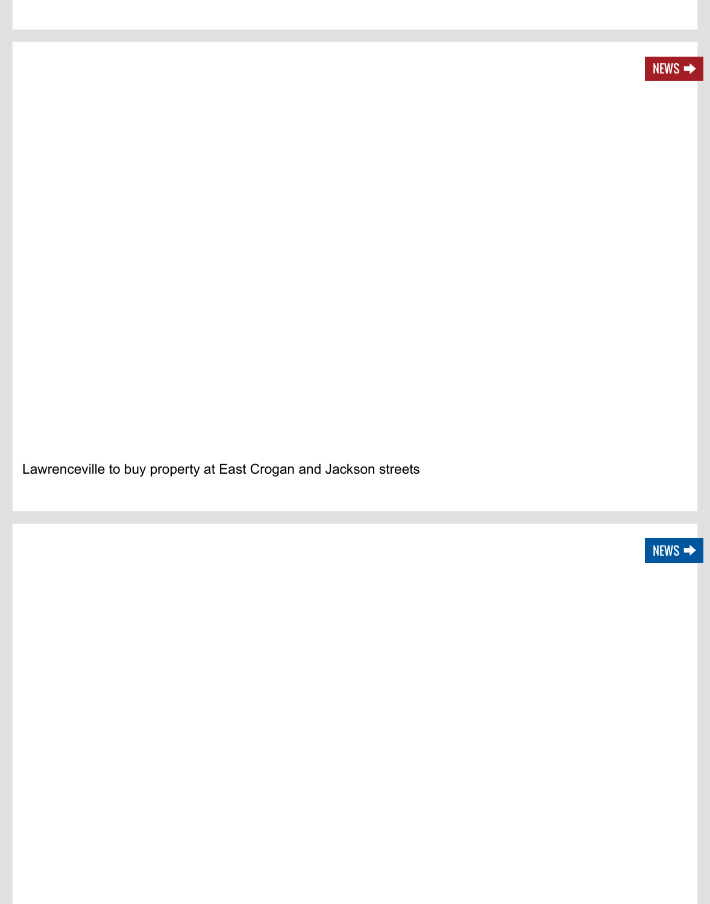NEWS ➡

Lawrenceville to buy property at East Crogan and Jackson streets

NEWS ➡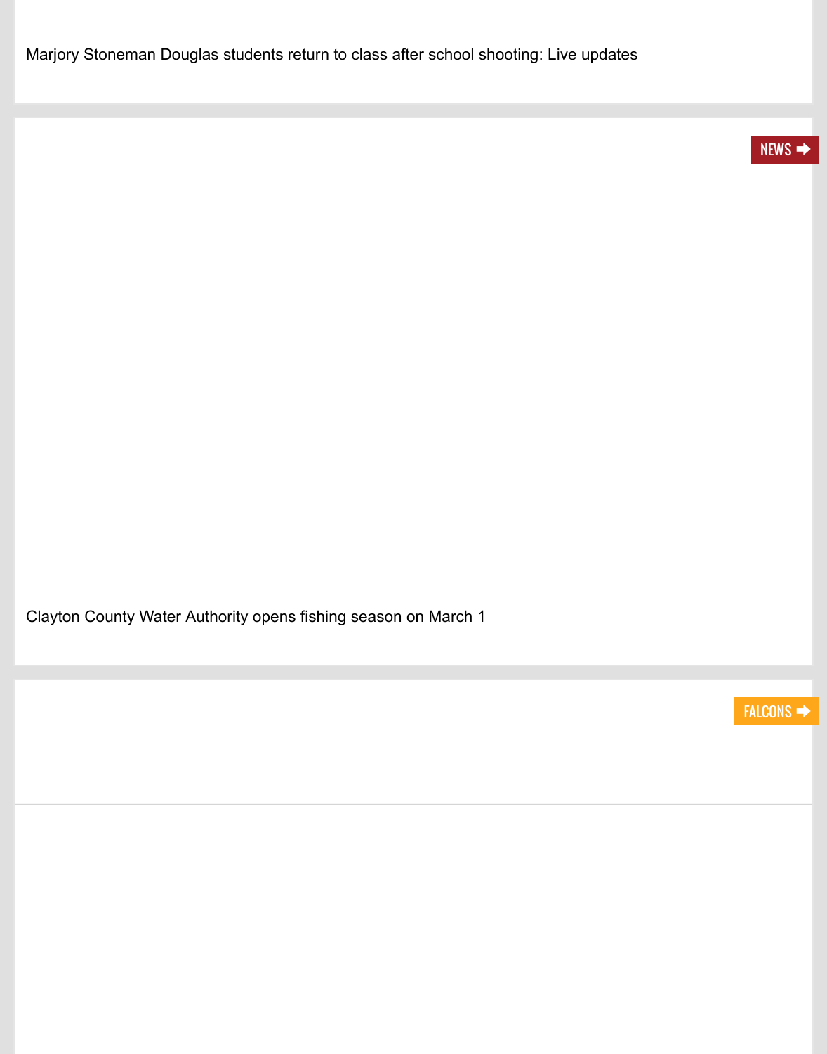Marjory Stoneman Douglas students return to class after school shooting: Live updates

NEWS ➡

Clayton County Water Authority opens fishing season on March 1

FALCONS ➡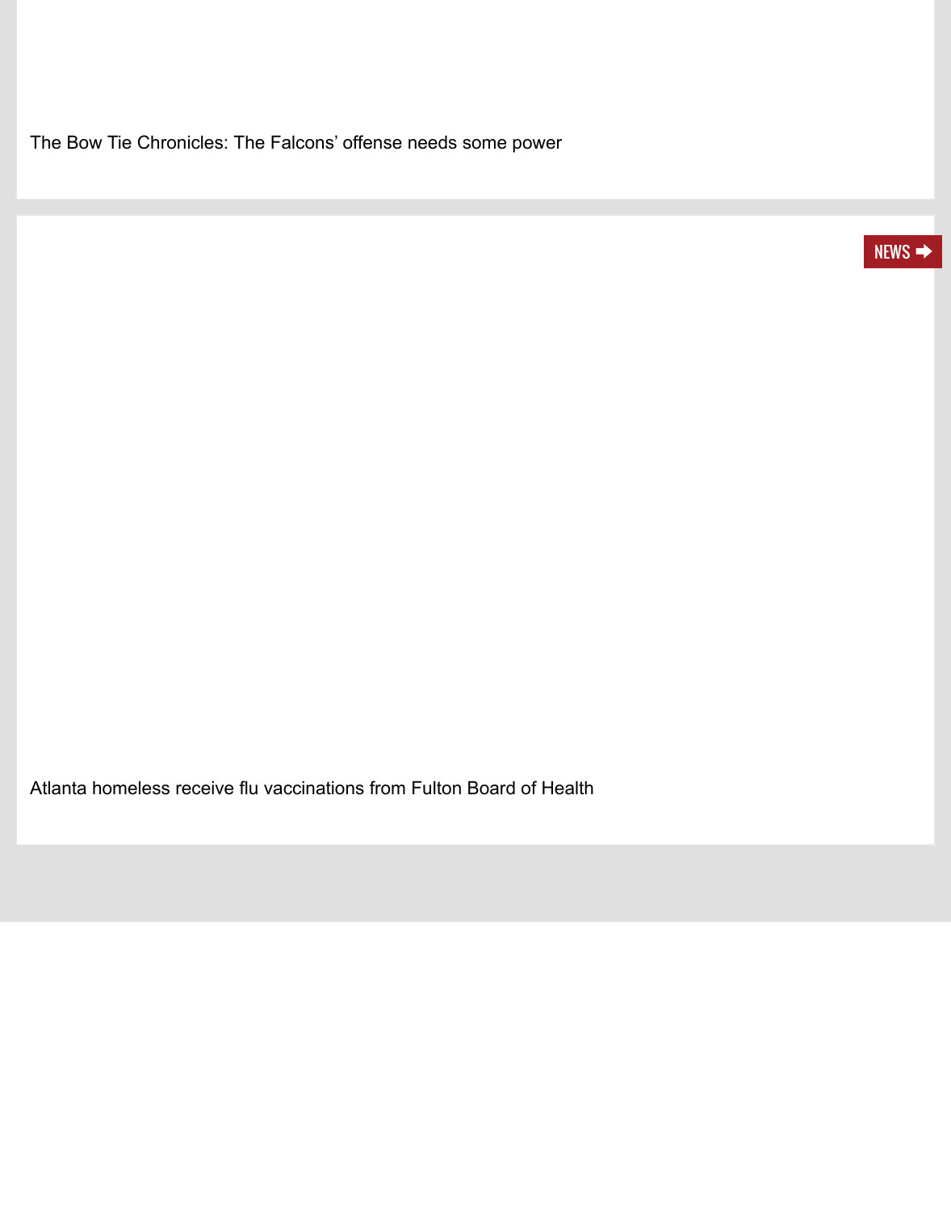The Bow Tie Chronicles: The Falcons' offense needs some power

NEWS ➡

Atlanta homeless receive flu vaccinations from Fulton Board of Health